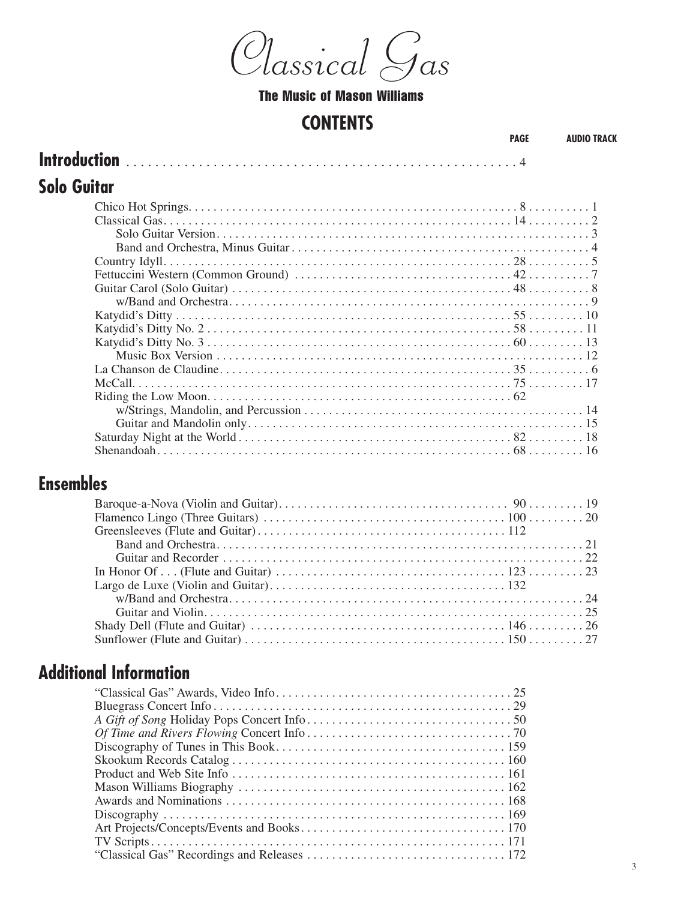# Classical Gas

**The Music of Mason Williams**

## CONTENTS

| | PAGE | AUDIO TRACK |
|---|---|---|
| **Introduction** | 4 | |

### Solo Guitar

| | PAGE | AUDIO TRACK |
|---|---|---|
| Chico Hot Springs | 8 | 1 |
| Classical Gas | 14 | 2 |
| Solo Guitar Version | | 3 |
| Band and Orchestra, Minus Guitar | | 4 |
| Country Idyll | 28 | 5 |
| Fettuccini Western (Common Ground) | 42 | 7 |
| Guitar Carol (Solo Guitar) | 48 | 8 |
| w/Band and Orchestra | | 9 |
| Katydid's Ditty | 55 | 10 |
| Katydid's Ditty No. 2 | 58 | 11 |
| Katydid's Ditty No. 3 | 60 | 13 |
| Music Box Version | | 12 |
| La Chanson de Claudine | 35 | 6 |
| McCall | 75 | 17 |
| Riding the Low Moon | 62 | |
| w/Strings, Mandolin, and Percussion | | 14 |
| Guitar and Mandolin only | | 15 |
| Saturday Night at the World | 82 | 18 |
| Shenandoah | 68 | 16 |

### Ensembles

| | PAGE | AUDIO TRACK |
|---|---|---|
| Baroque-a-Nova (Violin and Guitar) | 90 | 19 |
| Flamenco Lingo (Three Guitars) | 100 | 20 |
| Greensleeves (Flute and Guitar) | 112 | |
| Band and Orchestra | | 21 |
| Guitar and Recorder | | 22 |
| In Honor Of . . . (Flute and Guitar) | 123 | 23 |
| Largo de Luxe (Violin and Guitar) | 132 | |
| w/Band and Orchestra | | 24 |
| Guitar and Violin | | 25 |
| Shady Dell (Flute and Guitar) | 146 | 26 |
| Sunflower (Flute and Guitar) | 150 | 27 |

### Additional Information

| | PAGE |
|---|---|
| "Classical Gas" Awards, Video Info | 25 |
| Bluegrass Concert Info | 29 |
| *A Gift of Song* Holiday Pops Concert Info | 50 |
| *Of Time and Rivers Flowing* Concert Info | 70 |
| Discography of Tunes in This Book | 159 |
| Skookum Records Catalog | 160 |
| Product and Web Site Info | 161 |
| Mason Williams Biography | 162 |
| Awards and Nominations | 168 |
| Discography | 169 |
| Art Projects/Concepts/Events and Books | 170 |
| TV Scripts | 171 |
| "Classical Gas" Recordings and Releases | 172 |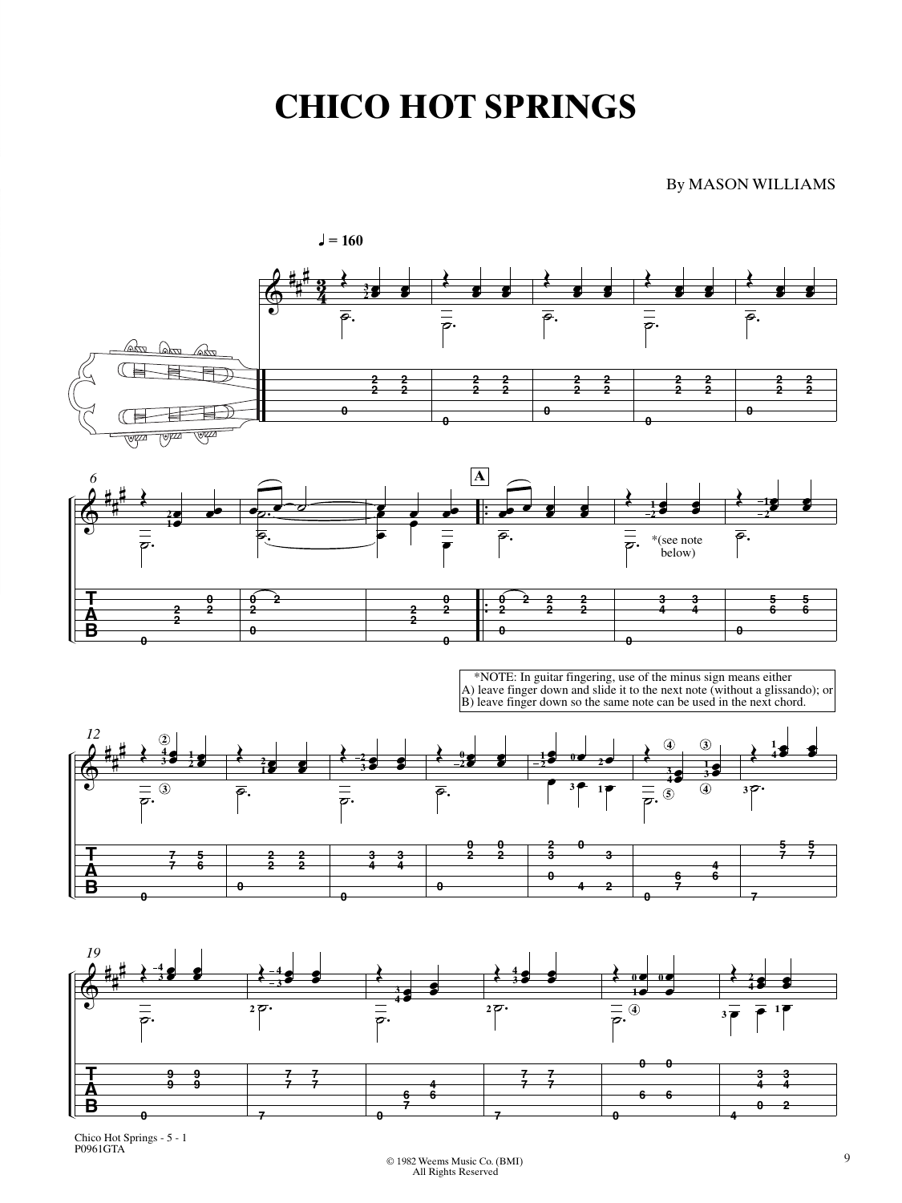# CHICO HOT SPRINGS

By MASON WILLIAMS

*NOTE: In guitar fingering, use of the minus sign means either
A) leave finger down and slide it to the next note (without a glissando); or
B) leave finger down so the same note can be used in the next chord.

© 1982 Weems Music Co. (BMI)
All Rights Reserved

Chico Hot Springs - 5 - 1
P0961GTA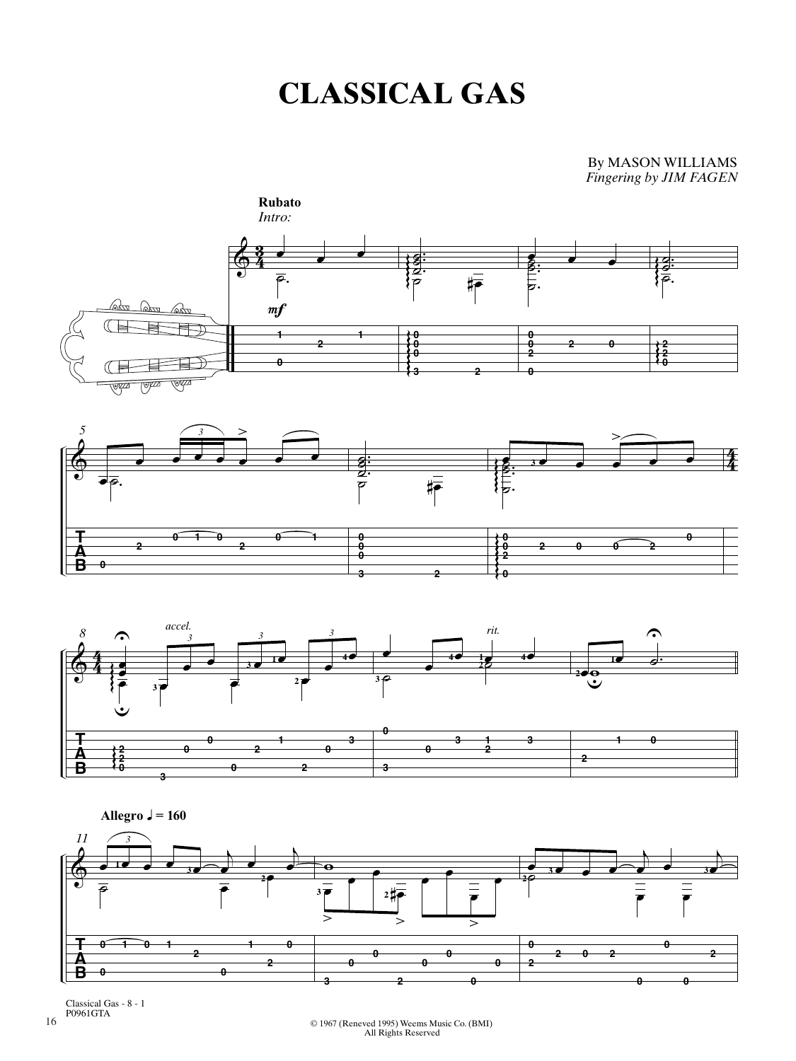# CLASSICAL GAS

By MASON WILLIAMS
*Fingering by JIM FAGEN*

© 1967 (Renewed 1995) Weems Music Co. (BMI)
All Rights Reserved